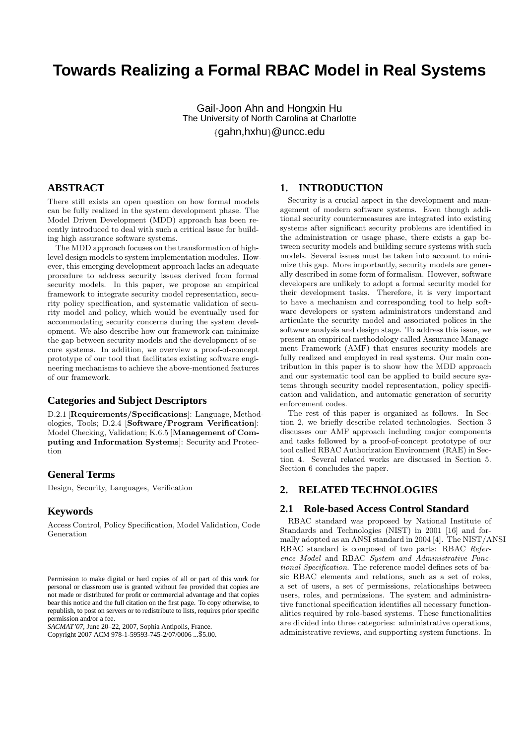# Towards Realizing a Formal RBAC Model in Real Systems

Gail-Joon Ahn and Hongxin Hu
The University of North Carolina at Charlotte
{gahn,hxhu}@uncc.edu

## ABSTRACT

There still exists an open question on how formal models can be fully realized in the system development phase. The Model Driven Development (MDD) approach has been recently introduced to deal with such a critical issue for building high assurance software systems.

The MDD approach focuses on the transformation of high-level design models to system implementation modules. However, this emerging development approach lacks an adequate procedure to address security issues derived from formal security models. In this paper, we propose an empirical framework to integrate security model representation, security policy specification, and systematic validation of security model and policy, which would be eventually used for accommodating security concerns during the system development. We also describe how our framework can minimize the gap between security models and the development of secure systems. In addition, we overview a proof-of-concept prototype of our tool that facilitates existing software engineering mechanisms to achieve the above-mentioned features of our framework.

## Categories and Subject Descriptors

D.2.1 [**Requirements/Specifications**]: Language, Methodologies, Tools; D.2.4 [**Software/Program Verification**]: Model Checking, Validation; K.6.5 [**Management of Computing and Information Systems**]: Security and Protection

## General Terms

Design, Security, Languages, Verification

## Keywords

Access Control, Policy Specification, Model Validation, Code Generation

Permission to make digital or hard copies of all or part of this work for personal or classroom use is granted without fee provided that copies are not made or distributed for profit or commercial advantage and that copies bear this notice and the full citation on the first page. To copy otherwise, to republish, to post on servers or to redistribute to lists, requires prior specific permission and/or a fee.
*SACMAT'07*, June 20–22, 2007, Sophia Antipolis, France.
Copyright 2007 ACM 978-1-59593-745-2/07/0006 ...$5.00.

## 1. INTRODUCTION

Security is a crucial aspect in the development and management of modern software systems. Even though additional security countermeasures are integrated into existing systems after significant security problems are identified in the administration or usage phase, there exists a gap between security models and building secure systems with such models. Several issues must be taken into account to minimize this gap. More importantly, security models are generally described in some form of formalism. However, software developers are unlikely to adopt a formal security model for their development tasks. Therefore, it is very important to have a mechanism and corresponding tool to help software developers or system administrators understand and articulate the security model and associated polices in the software analysis and design stage. To address this issue, we present an empirical methodology called Assurance Management Framework (AMF) that ensures security models are fully realized and employed in real systems. Our main contribution in this paper is to show how the MDD approach and our systematic tool can be applied to build secure systems through security model representation, policy specification and validation, and automatic generation of security enforcement codes.

The rest of this paper is organized as follows. In Section 2, we briefly describe related technologies. Section 3 discusses our AMF approach including major components and tasks followed by a proof-of-concept prototype of our tool called RBAC Authorization Environment (RAE) in Section 4. Several related works are discussed in Section 5. Section 6 concludes the paper.

## 2. RELATED TECHNOLOGIES

### 2.1 Role-based Access Control Standard

RBAC standard was proposed by National Institute of Standards and Technologies (NIST) in 2001 [16] and formally adopted as an ANSI standard in 2004 [4]. The NIST/ANSI RBAC standard is composed of two parts: RBAC *Reference Model* and RBAC *System and Administrative Functional Specification*. The reference model defines sets of basic RBAC elements and relations, such as a set of roles, a set of users, a set of permissions, relationships between users, roles, and permissions. The system and administrative functional specification identifies all necessary functionalities required by role-based systems. These functionalities are divided into three categories: administrative operations, administrative reviews, and supporting system functions. In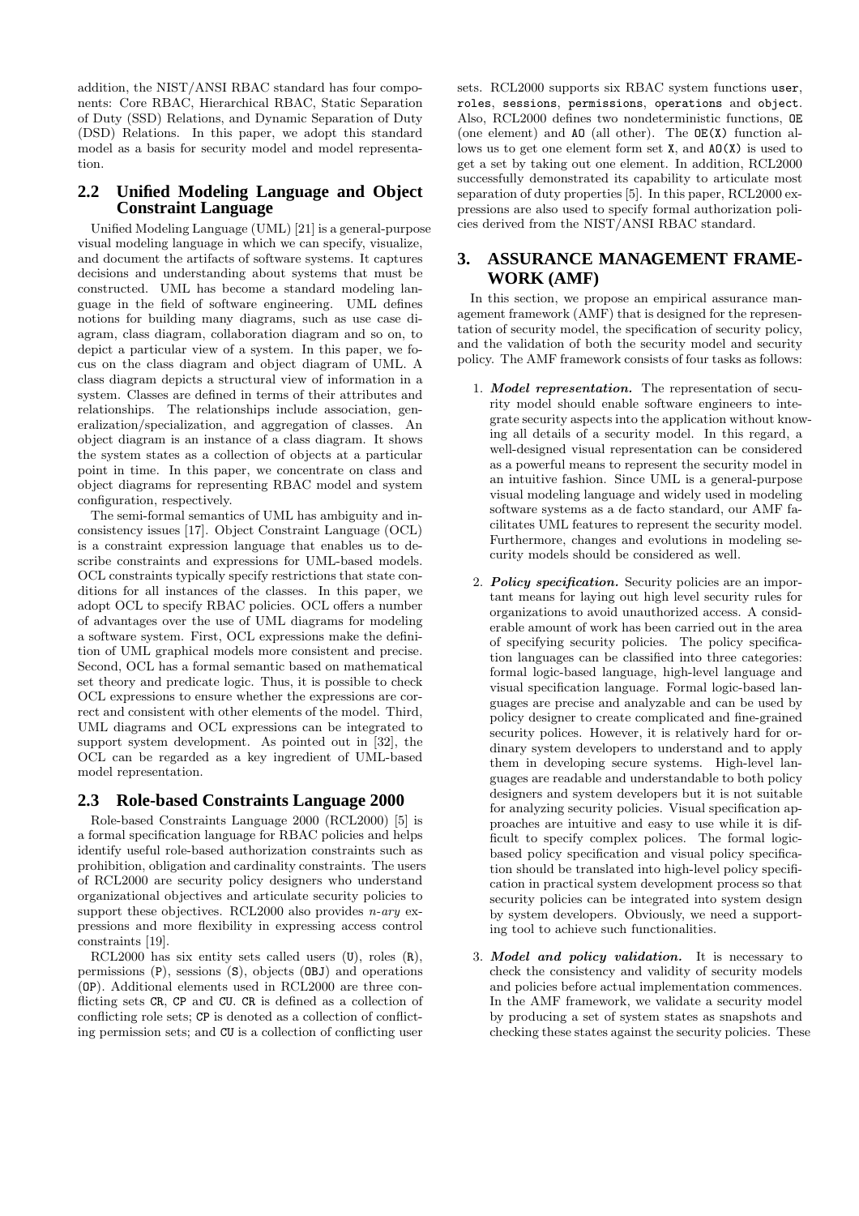addition, the NIST/ANSI RBAC standard has four components: Core RBAC, Hierarchical RBAC, Static Separation of Duty (SSD) Relations, and Dynamic Separation of Duty (DSD) Relations. In this paper, we adopt this standard model as a basis for security model and model representation.

## 2.2 Unified Modeling Language and Object Constraint Language

Unified Modeling Language (UML) [21] is a general-purpose visual modeling language in which we can specify, visualize, and document the artifacts of software systems. It captures decisions and understanding about systems that must be constructed. UML has become a standard modeling language in the field of software engineering. UML defines notions for building many diagrams, such as use case diagram, class diagram, collaboration diagram and so on, to depict a particular view of a system. In this paper, we focus on the class diagram and object diagram of UML. A class diagram depicts a structural view of information in a system. Classes are defined in terms of their attributes and relationships. The relationships include association, generalization/specialization, and aggregation of classes. An object diagram is an instance of a class diagram. It shows the system states as a collection of objects at a particular point in time. In this paper, we concentrate on class and object diagrams for representing RBAC model and system configuration, respectively.

The semi-formal semantics of UML has ambiguity and inconsistency issues [17]. Object Constraint Language (OCL) is a constraint expression language that enables us to describe constraints and expressions for UML-based models. OCL constraints typically specify restrictions that state conditions for all instances of the classes. In this paper, we adopt OCL to specify RBAC policies. OCL offers a number of advantages over the use of UML diagrams for modeling a software system. First, OCL expressions make the definition of UML graphical models more consistent and precise. Second, OCL has a formal semantic based on mathematical set theory and predicate logic. Thus, it is possible to check OCL expressions to ensure whether the expressions are correct and consistent with other elements of the model. Third, UML diagrams and OCL expressions can be integrated to support system development. As pointed out in [32], the OCL can be regarded as a key ingredient of UML-based model representation.

## 2.3 Role-based Constraints Language 2000

Role-based Constraints Language 2000 (RCL2000) [5] is a formal specification language for RBAC policies and helps identify useful role-based authorization constraints such as prohibition, obligation and cardinality constraints. The users of RCL2000 are security policy designers who understand organizational objectives and articulate security policies to support these objectives. RCL2000 also provides *n-ary* expressions and more flexibility in expressing access control constraints [19].

RCL2000 has six entity sets called users (`U`), roles (`R`), permissions (`P`), sessions (`S`), objects (`OBJ`) and operations (`OP`). Additional elements used in RCL2000 are three conflicting sets `CR`, `CP` and `CU`. `CR` is defined as a collection of conflicting role sets; `CP` is denoted as a collection of conflicting permission sets; and `CU` is a collection of conflicting user sets. RCL2000 supports six RBAC system functions `user`, `roles`, `sessions`, `permissions`, `operations` and `object`. Also, RCL2000 defines two nondeterministic functions, `OE` (one element) and `AO` (all other). The `OE(X)` function allows us to get one element form set `X`, and `AO(X)` is used to get a set by taking out one element. In addition, RCL2000 successfully demonstrated its capability to articulate most separation of duty properties [5]. In this paper, RCL2000 expressions are also used to specify formal authorization policies derived from the NIST/ANSI RBAC standard.

# 3. ASSURANCE MANAGEMENT FRAMEWORK (AMF)

In this section, we propose an empirical assurance management framework (AMF) that is designed for the representation of security model, the specification of security policy, and the validation of both the security model and security policy. The AMF framework consists of four tasks as follows:

1. ***Model representation.*** The representation of security model should enable software engineers to integrate security aspects into the application without knowing all details of a security model. In this regard, a well-designed visual representation can be considered as a powerful means to represent the security model in an intuitive fashion. Since UML is a general-purpose visual modeling language and widely used in modeling software systems as a de facto standard, our AMF facilitates UML features to represent the security model. Furthermore, changes and evolutions in modeling security models should be considered as well.

2. ***Policy specification.*** Security policies are an important means for laying out high level security rules for organizations to avoid unauthorized access. A considerable amount of work has been carried out in the area of specifying security policies. The policy specification languages can be classified into three categories: formal logic-based language, high-level language and visual specification language. Formal logic-based languages are precise and analyzable and can be used by policy designer to create complicated and fine-grained security polices. However, it is relatively hard for ordinary system developers to understand and to apply them in developing secure systems. High-level languages are readable and understandable to both policy designers and system developers but it is not suitable for analyzing security policies. Visual specification approaches are intuitive and easy to use while it is difficult to specify complex polices. The formal logic-based policy specification and visual policy specification should be translated into high-level policy specification in practical system development process so that security policies can be integrated into system design by system developers. Obviously, we need a supporting tool to achieve such functionalities.

3. ***Model and policy validation.*** It is necessary to check the consistency and validity of security models and policies before actual implementation commences. In the AMF framework, we validate a security model by producing a set of system states as snapshots and checking these states against the security policies. These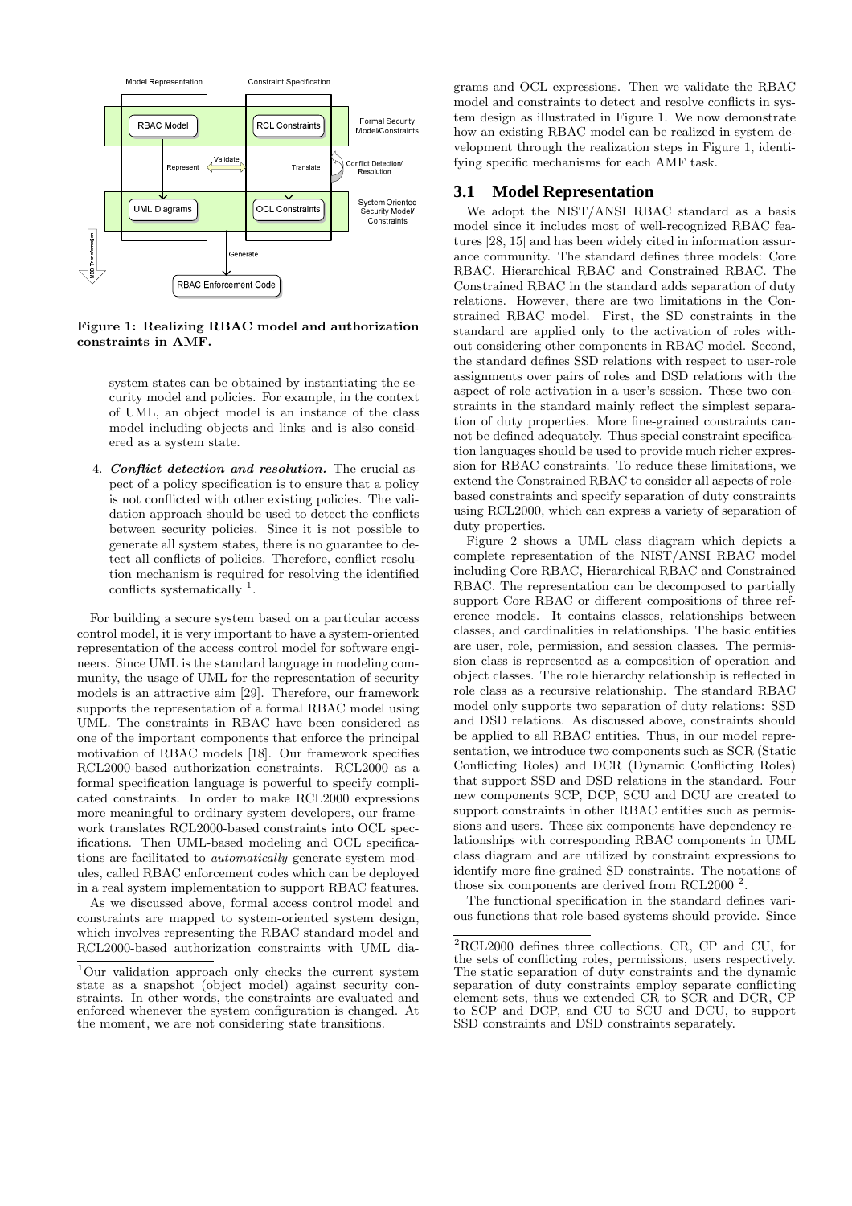Figure 1: Realizing RBAC model and authorization constraints in AMF.

system states can be obtained by instantiating the security model and policies. For example, in the context of UML, an object model is an instance of the class model including objects and links and is also considered as a system state.

4. ***Conflict detection and resolution.*** The crucial aspect of a policy specification is to ensure that a policy is not conflicted with other existing policies. The validation approach should be used to detect the conflicts between security policies. Since it is not possible to generate all system states, there is no guarantee to detect all conflicts of policies. Therefore, conflict resolution mechanism is required for resolving the identified conflicts systematically [1].

For building a secure system based on a particular access control model, it is very important to have a system-oriented representation of the access control model for software engineers. Since UML is the standard language in modeling community, the usage of UML for the representation of security models is an attractive aim [29]. Therefore, our framework supports the representation of a formal RBAC model using UML. The constraints in RBAC have been considered as one of the important components that enforce the principal motivation of RBAC models [18]. Our framework specifies RCL2000-based authorization constraints. RCL2000 as a formal specification language is powerful to specify complicated constraints. In order to make RCL2000 expressions more meaningful to ordinary system developers, our framework translates RCL2000-based constraints into OCL specifications. Then UML-based modeling and OCL specifications are facilitated to *automatically* generate system modules, called RBAC enforcement codes which can be deployed in a real system implementation to support RBAC features.

As we discussed above, formal access control model and constraints are mapped to system-oriented system design, which involves representing the RBAC standard model and RCL2000-based authorization constraints with UML diagrams and OCL expressions. Then we validate the RBAC model and constraints to detect and resolve conflicts in system design as illustrated in Figure 1. We now demonstrate how an existing RBAC model can be realized in system development through the realization steps in Figure 1, identifying specific mechanisms for each AMF task.

## 3.1 Model Representation

We adopt the NIST/ANSI RBAC standard as a basis model since it includes most of well-recognized RBAC features [28, 15] and has been widely cited in information assurance community. The standard defines three models: Core RBAC, Hierarchical RBAC and Constrained RBAC. The Constrained RBAC in the standard adds separation of duty relations. However, there are two limitations in the Constrained RBAC model. First, the SD constraints in the standard are applied only to the activation of roles without considering other components in RBAC model. Second, the standard defines SSD relations with respect to user-role assignments over pairs of roles and DSD relations with the aspect of role activation in a user's session. These two constraints in the standard mainly reflect the simplest separation of duty properties. More fine-grained constraints cannot be defined adequately. Thus special constraint specification languages should be used to provide much richer expression for RBAC constraints. To reduce these limitations, we extend the Constrained RBAC to consider all aspects of role-based constraints and specify separation of duty constraints using RCL2000, which can express a variety of separation of duty properties.

Figure 2 shows a UML class diagram which depicts a complete representation of the NIST/ANSI RBAC model including Core RBAC, Hierarchical RBAC and Constrained RBAC. The representation can be decomposed to partially support Core RBAC or different compositions of three reference models. It contains classes, relationships between classes, and cardinalities in relationships. The basic entities are user, role, permission, and session classes. The permission class is represented as a composition of operation and object classes. The role hierarchy relationship is reflected in role class as a recursive relationship. The standard RBAC model only supports two separation of duty relations: SSD and DSD relations. As discussed above, constraints should be applied to all RBAC entities. Thus, in our model representation, we introduce two components such as SCR (Static Conflicting Roles) and DCR (Dynamic Conflicting Roles) that support SSD and DSD relations in the standard. Four new components SCP, DCP, SCU and DCU are created to support constraints in other RBAC entities such as permissions and users. These six components have dependency relationships with corresponding RBAC components in UML class diagram and are utilized by constraint expressions to identify more fine-grained SD constraints. The notations of those six components are derived from RCL2000 [2].

The functional specification in the standard defines various functions that role-based systems should provide. Since

---

[1] Our validation approach only checks the current system state as a snapshot (object model) against security constraints. In other words, the constraints are evaluated and enforced whenever the system configuration is changed. At the moment, we are not considering state transitions.

[2] RCL2000 defines three collections, CR, CP and CU, for the sets of conflicting roles, permissions, users respectively. The static separation of duty constraints and the dynamic separation of duty constraints employ separate conflicting element sets, thus we extended CR to SCR and DCR, CP to SCP and DCP, and CU to SCU and DCU, to support SSD constraints and DSD constraints separately.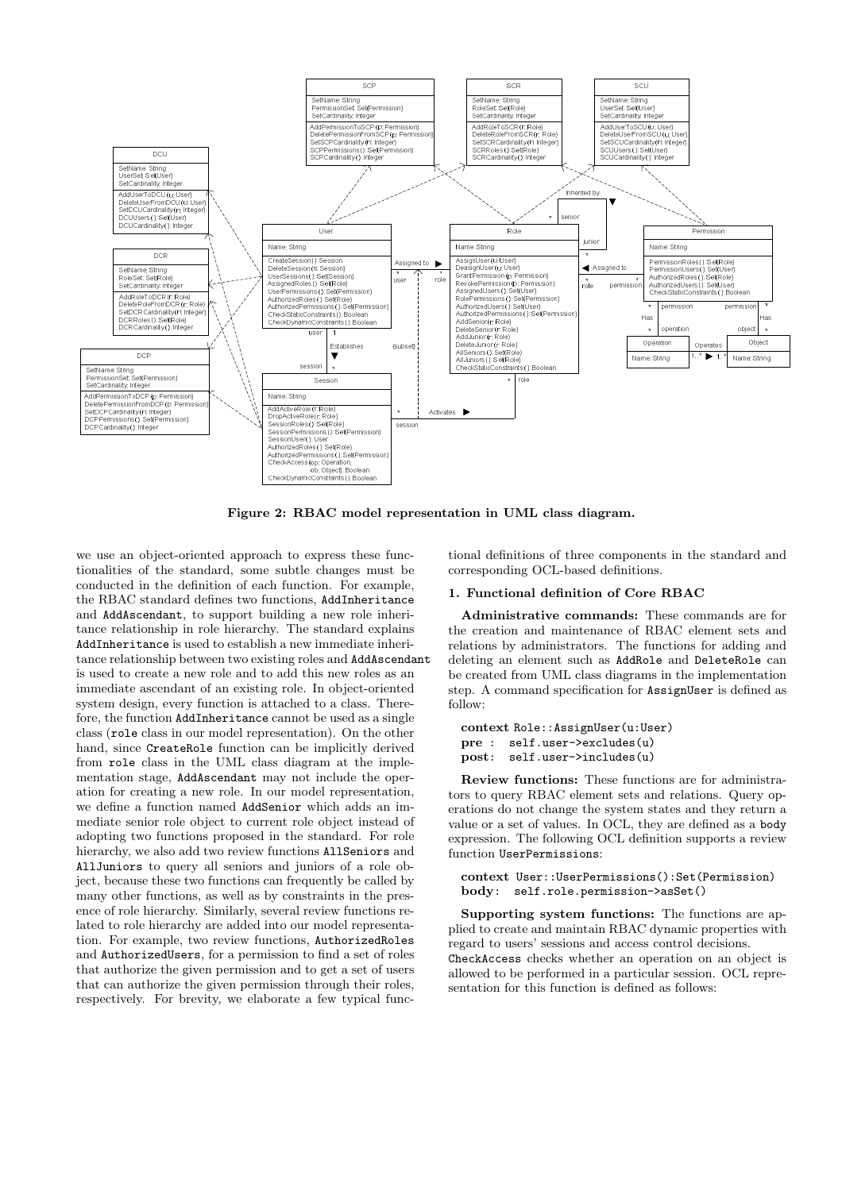Figure 2: RBAC model representation in UML class diagram.

we use an object-oriented approach to express these functionalities of the standard, some subtle changes must be conducted in the definition of each function. For example, the RBAC standard defines two functions, `AddInheritance` and `AddAscendant`, to support building a new role inheritance relationship in role hierarchy. The standard explains `AddInheritance` is used to establish a new immediate inheritance relationship between two existing roles and `AddAscendant` is used to create a new role and to add this new roles as an immediate ascendant of an existing role. In object-oriented system design, every function is attached to a class. Therefore, the function `AddInheritance` cannot be used as a single class (`role` class in our model representation). On the other hand, since `CreateRole` function can be implicitly derived from `role` class in the UML class diagram at the implementation stage, `AddAscendant` may not include the operation for creating a new role. In our model representation, we define a function named `AddSenior` which adds an immediate senior role object to current role object instead of adopting two functions proposed in the standard. For role hierarchy, we also add two review functions `AllSeniors` and `AllJuniors` to query all seniors and juniors of a role object, because these two functions can frequently be called by many other functions, as well as by constraints in the presence of role hierarchy. Similarly, several review functions related to role hierarchy are added into our model representation. For example, two review functions, `AuthorizedRoles` and `AuthorizedUsers`, for a permission to find a set of roles that authorize the given permission and to get a set of users that can authorize the given permission through their roles, respectively. For brevity, we elaborate a few typical functional definitions of three components in the standard and corresponding OCL-based definitions.

### 1. Functional definition of Core RBAC

**Administrative commands:** These commands are for the creation and maintenance of RBAC element sets and relations by administrators. The functions for adding and deleting an element such as `AddRole` and `DeleteRole` can be created from UML class diagrams in the implementation step. A command specification for `AssignUser` is defined as follow:

```
context Role::AssignUser(u:User)
pre :  self.user->excludes(u)
post:  self.user->includes(u)
```

**Review functions:** These functions are for administrators to query RBAC element sets and relations. Query operations do not change the system states and they return a value or a set of values. In OCL, they are defined as a `body` expression. The following OCL definition supports a review function `UserPermissions`:

```
context User::UserPermissions():Set(Permission)
body:  self.role.permission->asSet()
```

**Supporting system functions:** The functions are applied to create and maintain RBAC dynamic properties with regard to users' sessions and access control decisions.

`CheckAccess` checks whether an operation on an object is allowed to be performed in a particular session. OCL representation for this function is defined as follows: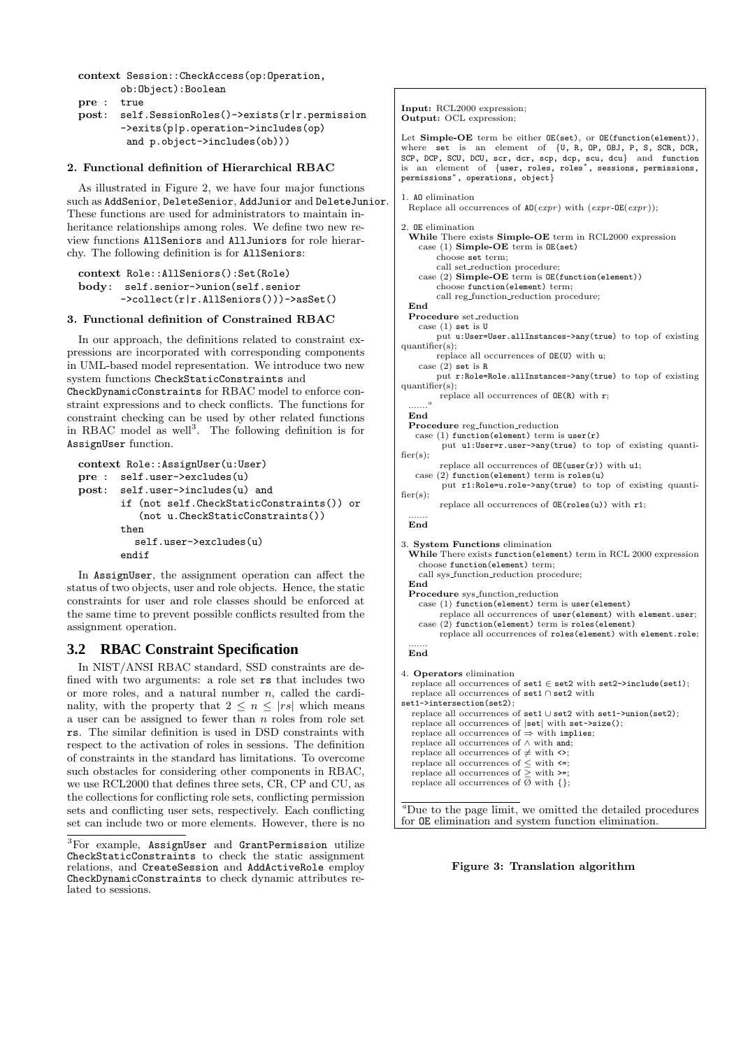```
context Session::CheckAccess(op:Operation,
        ob:Object):Boolean
pre :  true
post:  self.SessionRoles()->exists(r|r.permission
        ->exits(p|p.operation->includes(op)
         and p.object->includes(ob)))
```

**2. Functional definition of Hierarchical RBAC**

As illustrated in Figure 2, we have four major functions such as AddSenior, DeleteSenior, AddJunior and DeleteJunior. These functions are used for administrators to maintain inheritance relationships among roles. We define two new review functions AllSeniors and AllJuniors for role hierarchy. The following definition is for AllSeniors:

```
context Role::AllSeniors():Set(Role)
body:  self.senior->union(self.senior
        ->collect(r|r.AllSeniors()))->asSet()
```

**3. Functional definition of Constrained RBAC**

In our approach, the definitions related to constraint expressions are incorporated with corresponding components in UML-based model representation. We introduce two new system functions CheckStaticConstraints and CheckDynamicConstraints for RBAC model to enforce constraint expressions and to check conflicts. The functions for constraint checking can be used by other related functions in RBAC model as well[3]. The following definition is for AssignUser function.

```
context Role::AssignUser(u:User)
pre :  self.user->excludes(u)
post:  self.user->includes(u) and
        if (not self.CheckStaticConstraints()) or
           (not u.CheckStaticConstraints())
        then
          self.user->excludes(u)
        endif
```

In AssignUser, the assignment operation can affect the status of two objects, user and role objects. Hence, the static constraints for user and role classes should be enforced at the same time to prevent possible conflicts resulted from the assignment operation.

## 3.2 RBAC Constraint Specification

In NIST/ANSI RBAC standard, SSD constraints are defined with two arguments: a role set rs that includes two or more roles, and a natural number $n$, called the cardinality, with the property that $2 \leq n \leq |rs|$ which means a user can be assigned to fewer than $n$ roles from role set rs. The similar definition is used in DSD constraints with respect to the activation of roles in sessions. The definition of constraints in the standard has limitations. To overcome such obstacles for considering other components in RBAC, we use RCL2000 that defines three sets, CR, CP and CU, as the collections for conflicting role sets, conflicting permission sets and conflicting user sets, respectively. Each conflicting set can include two or more elements. However, there is no

[3]For example, AssignUser and GrantPermission utilize CheckStaticConstraints to check the static assignment relations, and CreateSession and AddActiveRole employ CheckDynamicConstraints to check dynamic attributes related to sessions.

**Input:** RCL2000 expression;
**Output:** OCL expression;

Let **Simple-OE** term be either OE(set), or OE(function(element)), where set is an element of {U, R, OP, OBJ, P, S, SCR, DCR, SCP, DCP, SCU, DCU, scr, dcr, scp, dcp, scu, dcu} and function is an element of {user, roles, roles*, sessions, permissions, permissions*, operations, object}

1. AO elimination
   Replace all occurrences of AO($expr$) with ($expr$-OE($expr$));

2. OE elimination
   **While** There exists **Simple-OE** term in RCL2000 expression
     case (1) **Simple-OE** term is OE(set)
       choose set term;
       call set_reduction procedure;
     case (2) **Simple-OE** term is OE(function(element))
       choose function(element) term;
       call reg_function_reduction procedure;
   **End**
   **Procedure** set_reduction
     case (1) set is U
       put u:User=User.allInstances->any(true) to top of existing quantifier(s);
       replace all occurrences of OE(U) with u;
     case (2) set is R
       put r:Role=Role.allInstances->any(true) to top of existing quantifier(s);
       replace all occurrences of OE(R) with r;
     .......[a]
   **End**
   **Procedure** reg_function_reduction
     case (1) function(element) term is user(r)
       put u1:User=r.user->any(true) to top of existing quantifier(s);
       replace all occurrences of OE(user(r)) with u1;
     case (2) function(element) term is roles(u)
       put r1:Role=u.role->any(true) to top of existing quantifier(s);
       replace all occurrences of OE(roles(u)) with r1;
     .......
   **End**

3. **System Functions** elimination
   **While** There exists function(element) term in RCL 2000 expression
     choose function(element) term;
     call sys_function_reduction procedure;
   **End**
   **Procedure** sys_function_reduction
     case (1) function(element) term is user(element)
       replace all occurrences of user(element) with element.user;
     case (2) function(element) term is roles(element)
       replace all occurrences of roles(element) with element.role;
     .......
   **End**

4. **Operators** elimination
   replace all occurrences of set1 $\in$ set2 with set2->include(set1);
   replace all occurrences of set1 $\cap$ set2 with set1->intersection(set2);
   replace all occurrences of set1 $\cup$ set2 with set1->union(set2);
   replace all occurrences of |set| with set->size();
   replace all occurrences of $\Rightarrow$ with implies;
   replace all occurrences of $\wedge$ with and;
   replace all occurrences of $\neq$ with <>;
   replace all occurrences of $\leq$ with <=;
   replace all occurrences of $\geq$ with >=;
   replace all occurrences of $\emptyset$ with {};

[a]Due to the page limit, we omitted the detailed procedures for OE elimination and system function elimination.

**Figure 3: Translation algorithm**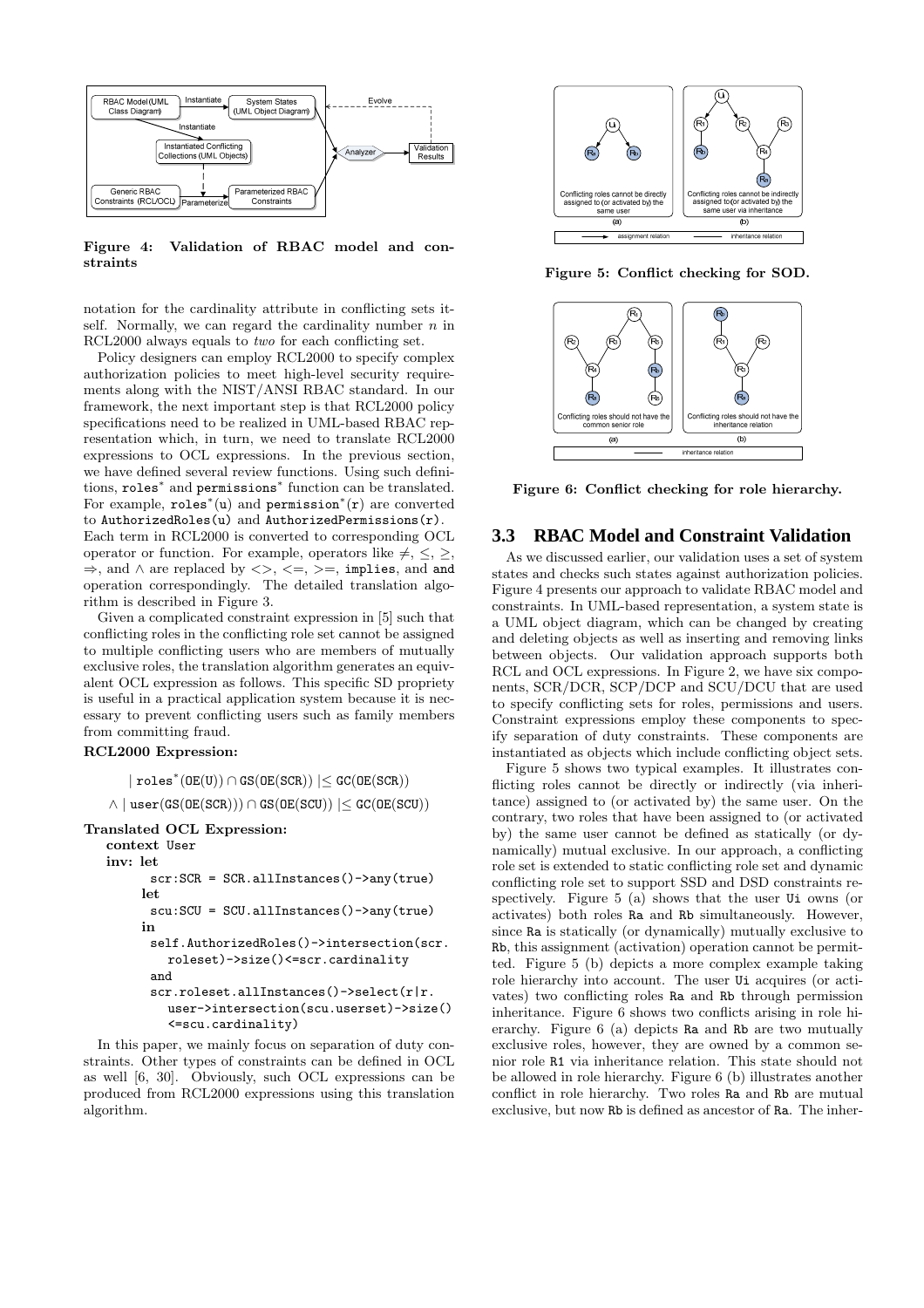Figure 4: Validation of RBAC model and constraints

notation for the cardinality attribute in conflicting sets itself. Normally, we can regard the cardinality number $n$ in RCL2000 always equals to *two* for each conflicting set.

Policy designers can employ RCL2000 to specify complex authorization policies to meet high-level security requirements along with the NIST/ANSI RBAC standard. In our framework, the next important step is that RCL2000 policy specifications need to be realized in UML-based RBAC representation which, in turn, we need to translate RCL2000 expressions to OCL expressions. In the previous section, we have defined several review functions. Using such definitions, $\texttt{roles}^*$ and $\texttt{permissions}^*$ function can be translated. For example, $\texttt{roles}^*(\texttt{u})$ and $\texttt{permission}^*(\texttt{r})$ are converted to `AuthorizedRoles(u)` and `AuthorizedPermissions(r)`. Each term in RCL2000 is converted to corresponding OCL operator or function. For example, operators like $\neq$, $\leq$, $\geq$, $\Rightarrow$, and $\wedge$ are replaced by $<>$, $<=$, $>=$, `implies`, and `and` operation correspondingly. The detailed translation algorithm is described in Figure 3.

Given a complicated constraint expression in [5] such that conflicting roles in the conflicting role set cannot be assigned to multiple conflicting users who are members of mutually exclusive roles, the translation algorithm generates an equivalent OCL expression as follows. This specific SD propriety is useful in a practical application system because it is necessary to prevent conflicting users such as family members from committing fraud.

**RCL2000 Expression:**

$$| \texttt{roles}^*(\texttt{OE(U)}) \cap \texttt{GS(OE(SCR))} | \leq \texttt{GC(OE(SCR))}$$
$$\wedge \, | \texttt{user(GS(OE(SCR)))} \cap \texttt{GS(OE(SCU))} | \leq \texttt{GC(OE(SCU))}$$

**Translated OCL Expression:**

```
context User
inv: let
       scr:SCR = SCR.allInstances()->any(true)
     let
       scu:SCU = SCU.allInstances()->any(true)
     in
       self.AuthorizedRoles()->intersection(scr.
         roleset)->size()<=scr.cardinality
       and
       scr.roleset.allInstances()->select(r|r.
         user->intersection(scu.userset)->size()
         <=scu.cardinality)
```

In this paper, we mainly focus on separation of duty constraints. Other types of constraints can be defined in OCL as well [6, 30]. Obviously, such OCL expressions can be produced from RCL2000 expressions using this translation algorithm.

Figure 5: Conflict checking for SOD.

Figure 6: Conflict checking for role hierarchy.

### 3.3 RBAC Model and Constraint Validation

As we discussed earlier, our validation uses a set of system states and checks such states against authorization policies. Figure 4 presents our approach to validate RBAC model and constraints. In UML-based representation, a system state is a UML object diagram, which can be changed by creating and deleting objects as well as inserting and removing links between objects. Our validation approach supports both RCL and OCL expressions. In Figure 2, we have six components, SCR/DCR, SCP/DCP and SCU/DCU that are used to specify conflicting sets for roles, permissions and users. Constraint expressions employ these components to specify separation of duty constraints. These components are instantiated as objects which include conflicting object sets.

Figure 5 shows two typical examples. It illustrates conflicting roles cannot be directly or indirectly (via inheritance) assigned to (or activated by) the same user. On the contrary, two roles that have been assigned to (or activated by) the same user cannot be defined as statically (or dynamically) mutual exclusive. In our approach, a conflicting role set is extended to static conflicting role set and dynamic conflicting role set to support SSD and DSD constraints respectively. Figure 5 (a) shows that the user `Ui` owns (or activates) both roles `Ra` and `Rb` simultaneously. However, since `Ra` is statically (or dynamically) mutually exclusive to `Rb`, this assignment (activation) operation cannot be permitted. Figure 5 (b) depicts a more complex example taking role hierarchy into account. The user `Ui` acquires (or activates) two conflicting roles `Ra` and `Rb` through permission inheritance. Figure 6 shows two conflicts arising in role hierarchy. Figure 6 (a) depicts `Ra` and `Rb` are two mutually exclusive roles, however, they are owned by a common senior role `R1` via inheritance relation. This state should not be allowed in role hierarchy. Figure 6 (b) illustrates another conflict in role hierarchy. Two roles `Ra` and `Rb` are mutual exclusive, but now `Rb` is defined as ancestor of `Ra`. The inher-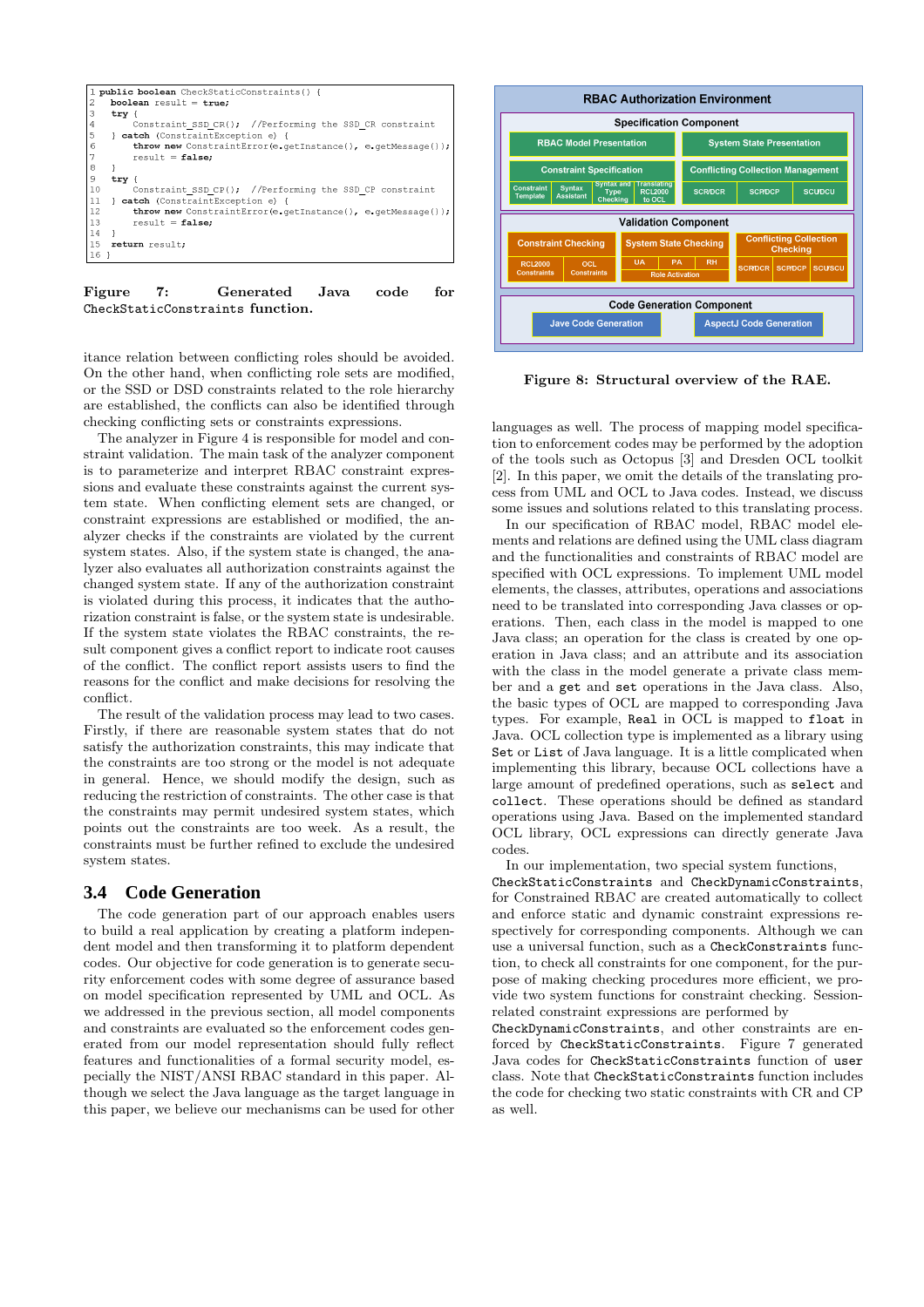```
1 public boolean CheckStaticConstraints() {
2   boolean result = true;
3   try {
4       Constraint_SSD_CR();  //Performing the SSD_CR constraint
5   } catch (ConstraintException e) {
6       throw new ConstraintError(e.getInstance(), e.getMessage());
7       result = false;
8   }
9   try {
10      Constraint_SSD_CP();  //Performing the SSD_CP constraint
11  } catch (ConstraintException e) {
12      throw new ConstraintError(e.getInstance(), e.getMessage());
13      result = false;
14  }
15  return result;
16 }
```

**Figure 7: Generated Java code for `CheckStaticConstraints` function.**

itance relation between conflicting roles should be avoided. On the other hand, when conflicting role sets are modified, or the SSD or DSD constraints related to the role hierarchy are established, the conflicts can also be identified through checking conflicting sets or constraints expressions.

The analyzer in Figure 4 is responsible for model and constraint validation. The main task of the analyzer component is to parameterize and interpret RBAC constraint expressions and evaluate these constraints against the current system state. When conflicting element sets are changed, or constraint expressions are established or modified, the analyzer checks if the constraints are violated by the current system states. Also, if the system state is changed, the analyzer also evaluates all authorization constraints against the changed system state. If any of the authorization constraint is violated during this process, it indicates that the authorization constraint is false, or the system state is undesirable. If the system state violates the RBAC constraints, the result component gives a conflict report to indicate root causes of the conflict. The conflict report assists users to find the reasons for the conflict and make decisions for resolving the conflict.

The result of the validation process may lead to two cases. Firstly, if there are reasonable system states that do not satisfy the authorization constraints, this may indicate that the constraints are too strong or the model is not adequate in general. Hence, we should modify the design, such as reducing the restriction of constraints. The other case is that the constraints may permit undesired system states, which points out the constraints are too week. As a result, the constraints must be further refined to exclude the undesired system states.

## 3.4 Code Generation

The code generation part of our approach enables users to build a real application by creating a platform independent model and then transforming it to platform dependent codes. Our objective for code generation is to generate security enforcement codes with some degree of assurance based on model specification represented by UML and OCL. As we addressed in the previous section, all model components and constraints are evaluated so the enforcement codes generated from our model representation should fully reflect features and functionalities of a formal security model, especially the NIST/ANSI RBAC standard in this paper. Although we select the Java language as the target language in this paper, we believe our mechanisms can be used for other

RBAC Authorization Environment

Specification Component

RBAC Model Presentation

System State Presentation

Constraint Specification

Constraint Template

Syntax Assistant

Syntax and Type Checking

Translating RCL2000 to OCL

Conflicting Collection Management

SCR/DCR

SCP/DCP

SCU/DCU

Validation Component

Constraint Checking

RCL2000 Constraints

OCL Constraints

System State Checking

UA

PA

RH

Role Activation

Conflicting Collection Checking

SCR/DCR

SCP/DCP

SCU/SCU

Code Generation Component

Jave Code Generation

AspectJ Code Generation

**Figure 8: Structural overview of the RAE.**

languages as well. The process of mapping model specification to enforcement codes may be performed by the adoption of the tools such as Octopus [3] and Dresden OCL toolkit [2]. In this paper, we omit the details of the translating process from UML and OCL to Java codes. Instead, we discuss some issues and solutions related to this translating process.

In our specification of RBAC model, RBAC model elements and relations are defined using the UML class diagram and the functionalities and constraints of RBAC model are specified with OCL expressions. To implement UML model elements, the classes, attributes, operations and associations need to be translated into corresponding Java classes or operations. Then, each class in the model is mapped to one Java class; an operation for the class is created by one operation in Java class; and an attribute and its association with the class in the model generate a private class member and a `get` and `set` operations in the Java class. Also, the basic types of OCL are mapped to corresponding Java types. For example, `Real` in OCL is mapped to `float` in Java. OCL collection type is implemented as a library using `Set` or `List` of Java language. It is a little complicated when implementing this library, because OCL collections have a large amount of predefined operations, such as `select` and `collect`. These operations should be defined as standard operations using Java. Based on the implemented standard OCL library, OCL expressions can directly generate Java codes.

In our implementation, two special system functions, `CheckStaticConstraints` and `CheckDynamicConstraints`, for Constrained RBAC are created automatically to collect and enforce static and dynamic constraint expressions respectively for corresponding components. Although we can use a universal function, such as a `CheckConstraints` function, to check all constraints for one component, for the purpose of making checking procedures more efficient, we provide two system functions for constraint checking. Session-related constraint expressions are performed by `CheckDynamicConstraints`, and other constraints are enforced by `CheckStaticConstraints`. Figure 7 generated Java codes for `CheckStaticConstraints` function of `user` class. Note that `CheckStaticConstraints` function includes the code for checking two static constraints with CR and CP as well.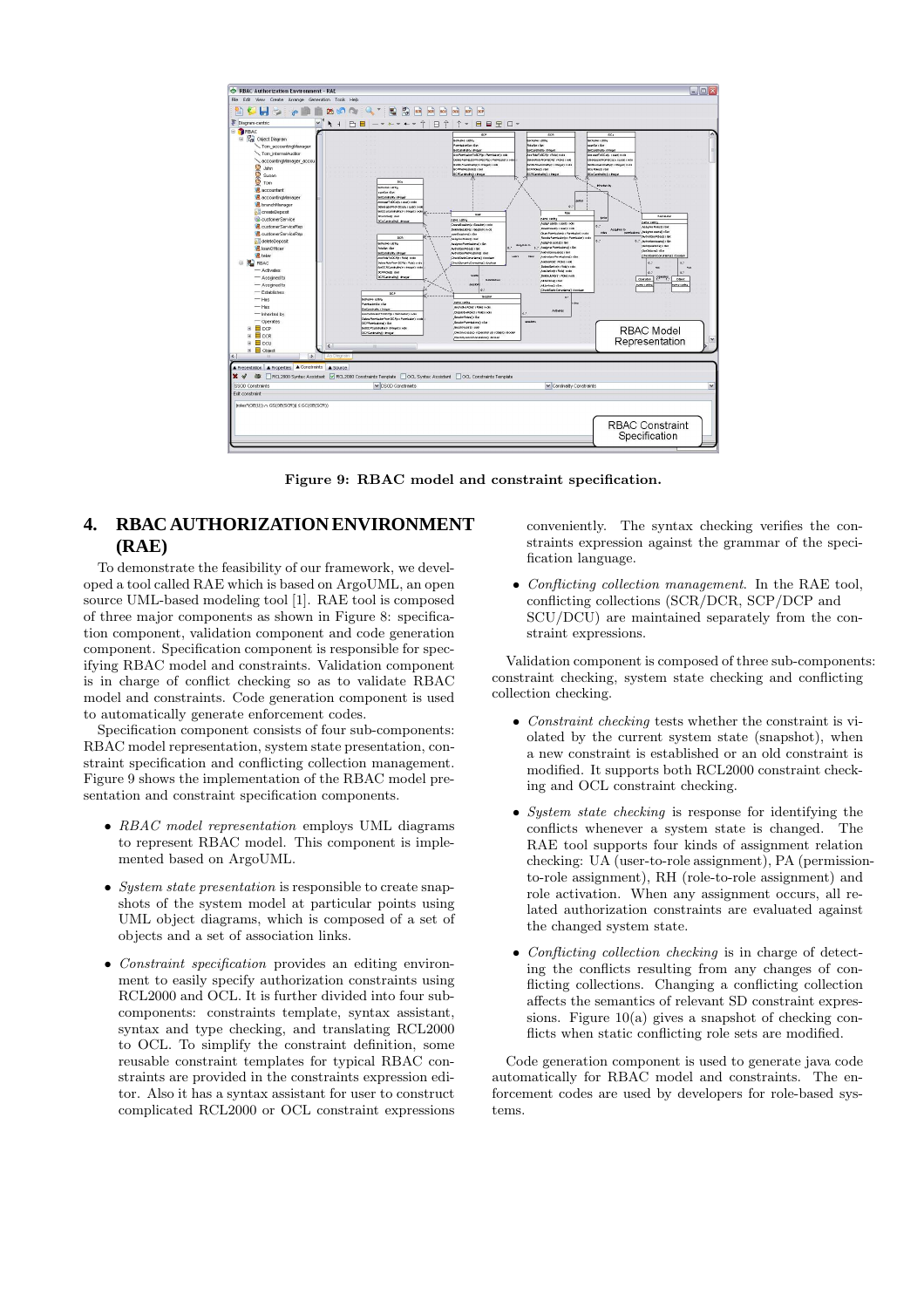Figure 9: RBAC model and constraint specification.

## 4. RBAC AUTHORIZATION ENVIRONMENT (RAE)

To demonstrate the feasibility of our framework, we developed a tool called RAE which is based on ArgoUML, an open source UML-based modeling tool [1]. RAE tool is composed of three major components as shown in Figure 8: specification component, validation component and code generation component. Specification component is responsible for specifying RBAC model and constraints. Validation component is in charge of conflict checking so as to validate RBAC model and constraints. Code generation component is used to automatically generate enforcement codes.

Specification component consists of four sub-components: RBAC model representation, system state presentation, constraint specification and conflicting collection management. Figure 9 shows the implementation of the RBAC model presentation and constraint specification components.

- *RBAC model representation* employs UML diagrams to represent RBAC model. This component is implemented based on ArgoUML.
- *System state presentation* is responsible to create snapshots of the system model at particular points using UML object diagrams, which is composed of a set of objects and a set of association links.
- *Constraint specification* provides an editing environment to easily specify authorization constraints using RCL2000 and OCL. It is further divided into four subcomponents: constraints template, syntax assistant, syntax and type checking, and translating RCL2000 to OCL. To simplify the constraint definition, some reusable constraint templates for typical RBAC constraints are provided in the constraints expression editor. Also it has a syntax assistant for user to construct complicated RCL2000 or OCL constraint expressions conveniently. The syntax checking verifies the constraints expression against the grammar of the specification language.
- *Conflicting collection management*. In the RAE tool, conflicting collections (SCR/DCR, SCP/DCP and SCU/DCU) are maintained separately from the constraint expressions.

Validation component is composed of three sub-components: constraint checking, system state checking and conflicting collection checking.

- *Constraint checking* tests whether the constraint is violated by the current system state (snapshot), when a new constraint is established or an old constraint is modified. It supports both RCL2000 constraint checking and OCL constraint checking.
- *System state checking* is response for identifying the conflicts whenever a system state is changed. The RAE tool supports four kinds of assignment relation checking: UA (user-to-role assignment), PA (permission-to-role assignment), RH (role-to-role assignment) and role activation. When any assignment occurs, all related authorization constraints are evaluated against the changed system state.
- *Conflicting collection checking* is in charge of detecting the conflicts resulting from any changes of conflicting collections. Changing a conflicting collection affects the semantics of relevant SD constraint expressions. Figure 10(a) gives a snapshot of checking conflicts when static conflicting role sets are modified.

Code generation component is used to generate java code automatically for RBAC model and constraints. The enforcement codes are used by developers for role-based systems.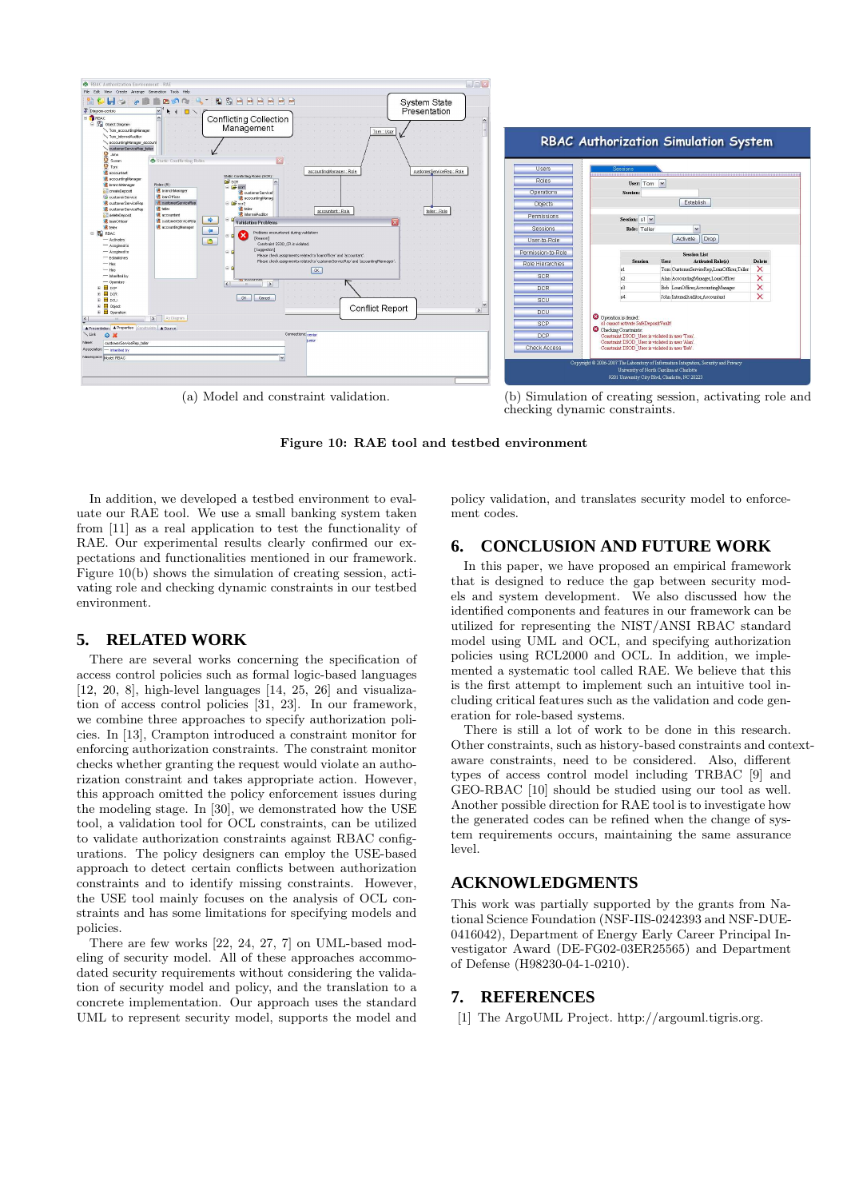(a) Model and constraint validation.

(b) Simulation of creating session, activating role and checking dynamic constraints.

**Figure 10: RAE tool and testbed environment**

In addition, we developed a testbed environment to evaluate our RAE tool. We use a small banking system taken from [11] as a real application to test the functionality of RAE. Our experimental results clearly confirmed our expectations and functionalities mentioned in our framework. Figure 10(b) shows the simulation of creating session, activating role and checking dynamic constraints in our testbed environment.

## 5. RELATED WORK

There are several works concerning the specification of access control policies such as formal logic-based languages [12, 20, 8], high-level languages [14, 25, 26] and visualization of access control policies [31, 23]. In our framework, we combine three approaches to specify authorization policies. In [13], Crampton introduced a constraint monitor for enforcing authorization constraints. The constraint monitor checks whether granting the request would violate an authorization constraint and takes appropriate action. However, this approach omitted the policy enforcement issues during the modeling stage. In [30], we demonstrated how the USE tool, a validation tool for OCL constraints, can be utilized to validate authorization constraints against RBAC configurations. The policy designers can employ the USE-based approach to detect certain conflicts between authorization constraints and to identify missing constraints. However, the USE tool mainly focuses on the analysis of OCL constraints and has some limitations for specifying models and policies.

There are few works [22, 24, 27, 7] on UML-based modeling of security model. All of these approaches accommodated security requirements without considering the validation of security model and policy, and the translation to a concrete implementation. Our approach uses the standard UML to represent security model, supports the model and policy validation, and translates security model to enforcement codes.

## 6. CONCLUSION AND FUTURE WORK

In this paper, we have proposed an empirical framework that is designed to reduce the gap between security models and system development. We also discussed how the identified components and features in our framework can be utilized for representing the NIST/ANSI RBAC standard model using UML and OCL, and specifying authorization policies using RCL2000 and OCL. In addition, we implemented a systematic tool called RAE. We believe that this is the first attempt to implement such an intuitive tool including critical features such as the validation and code generation for role-based systems.

There is still a lot of work to be done in this research. Other constraints, such as history-based constraints and context-aware constraints, need to be considered. Also, different types of access control model including TRBAC [9] and GEO-RBAC [10] should be studied using our tool as well. Another possible direction for RAE tool is to investigate how the generated codes can be refined when the change of system requirements occurs, maintaining the same assurance level.

## ACKNOWLEDGMENTS

This work was partially supported by the grants from National Science Foundation (NSF-IIS-0242393 and NSF-DUE-0416042), Department of Energy Early Career Principal Investigator Award (DE-FG02-03ER25565) and Department of Defense (H98230-04-1-0210).

## 7. REFERENCES

[1] The ArgoUML Project. http://argouml.tigris.org.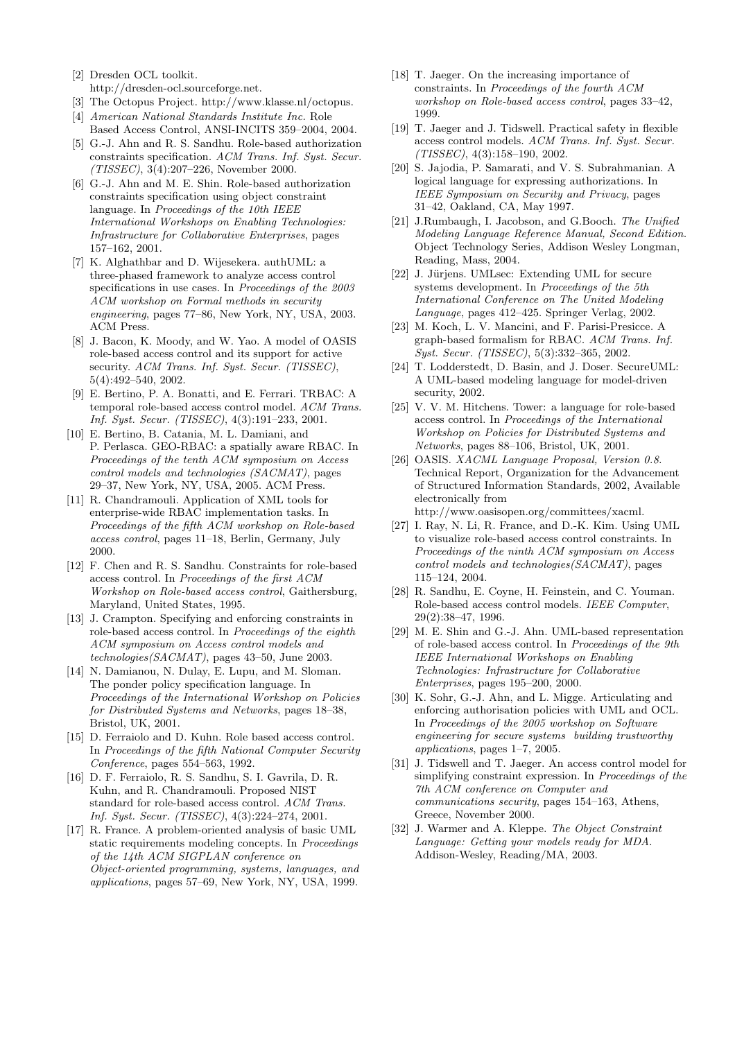[2] Dresden OCL toolkit. http://dresden-ocl.sourceforge.net.

[3] The Octopus Project. http://www.klasse.nl/octopus.

[4] *American National Standards Institute Inc.* Role Based Access Control, ANSI-INCITS 359–2004, 2004.

[5] G.-J. Ahn and R. S. Sandhu. Role-based authorization constraints specification. *ACM Trans. Inf. Syst. Secur. (TISSEC)*, 3(4):207–226, November 2000.

[6] G.-J. Ahn and M. E. Shin. Role-based authorization constraints specification using object constraint language. In *Proceedings of the 10th IEEE International Workshops on Enabling Technologies: Infrastructure for Collaborative Enterprises*, pages 157–162, 2001.

[7] K. Alghathbar and D. Wijesekera. authUML: a three-phased framework to analyze access control specifications in use cases. In *Proceedings of the 2003 ACM workshop on Formal methods in security engineering*, pages 77–86, New York, NY, USA, 2003. ACM Press.

[8] J. Bacon, K. Moody, and W. Yao. A model of OASIS role-based access control and its support for active security. *ACM Trans. Inf. Syst. Secur. (TISSEC)*, 5(4):492–540, 2002.

[9] E. Bertino, P. A. Bonatti, and E. Ferrari. TRBAC: A temporal role-based access control model. *ACM Trans. Inf. Syst. Secur. (TISSEC)*, 4(3):191–233, 2001.

[10] E. Bertino, B. Catania, M. L. Damiani, and P. Perlasca. GEO-RBAC: a spatially aware RBAC. In *Proceedings of the tenth ACM symposium on Access control models and technologies (SACMAT)*, pages 29–37, New York, NY, USA, 2005. ACM Press.

[11] R. Chandramouli. Application of XML tools for enterprise-wide RBAC implementation tasks. In *Proceedings of the fifth ACM workshop on Role-based access control*, pages 11–18, Berlin, Germany, July 2000.

[12] F. Chen and R. S. Sandhu. Constraints for role-based access control. In *Proceedings of the first ACM Workshop on Role-based access control*, Gaithersburg, Maryland, United States, 1995.

[13] J. Crampton. Specifying and enforcing constraints in role-based access control. In *Proceedings of the eighth ACM symposium on Access control models and technologies(SACMAT)*, pages 43–50, June 2003.

[14] N. Damianou, N. Dulay, E. Lupu, and M. Sloman. The ponder policy specification language. In *Proceedings of the International Workshop on Policies for Distributed Systems and Networks*, pages 18–38, Bristol, UK, 2001.

[15] D. Ferraiolo and D. Kuhn. Role based access control. In *Proceedings of the fifth National Computer Security Conference*, pages 554–563, 1992.

[16] D. F. Ferraiolo, R. S. Sandhu, S. I. Gavrila, D. R. Kuhn, and R. Chandramouli. Proposed NIST standard for role-based access control. *ACM Trans. Inf. Syst. Secur. (TISSEC)*, 4(3):224–274, 2001.

[17] R. France. A problem-oriented analysis of basic UML static requirements modeling concepts. In *Proceedings of the 14th ACM SIGPLAN conference on Object-oriented programming, systems, languages, and applications*, pages 57–69, New York, NY, USA, 1999.

[18] T. Jaeger. On the increasing importance of constraints. In *Proceedings of the fourth ACM workshop on Role-based access control*, pages 33–42, 1999.

[19] T. Jaeger and J. Tidswell. Practical safety in flexible access control models. *ACM Trans. Inf. Syst. Secur. (TISSEC)*, 4(3):158–190, 2002.

[20] S. Jajodia, P. Samarati, and V. S. Subrahmanian. A logical language for expressing authorizations. In *IEEE Symposium on Security and Privacy*, pages 31–42, Oakland, CA, May 1997.

[21] J.Rumbaugh, I. Jacobson, and G.Booch. *The Unified Modeling Language Reference Manual, Second Edition*. Object Technology Series, Addison Wesley Longman, Reading, Mass, 2004.

[22] J. Jürjens. UMLsec: Extending UML for secure systems development. In *Proceedings of the 5th International Conference on The United Modeling Language*, pages 412–425. Springer Verlag, 2002.

[23] M. Koch, L. V. Mancini, and F. Parisi-Presicce. A graph-based formalism for RBAC. *ACM Trans. Inf. Syst. Secur. (TISSEC)*, 5(3):332–365, 2002.

[24] T. Lodderstedt, D. Basin, and J. Doser. SecureUML: A UML-based modeling language for model-driven security, 2002.

[25] V. V. M. Hitchens. Tower: a language for role-based access control. In *Proceedings of the International Workshop on Policies for Distributed Systems and Networks*, pages 88–106, Bristol, UK, 2001.

[26] OASIS. *XACML Language Proposal, Version 0.8*. Technical Report, Organization for the Advancement of Structured Information Standards, 2002, Available electronically from http://www.oasisopen.org/committees/xacml.

[27] I. Ray, N. Li, R. France, and D.-K. Kim. Using UML to visualize role-based access control constraints. In *Proceedings of the ninth ACM symposium on Access control models and technologies(SACMAT)*, pages 115–124, 2004.

[28] R. Sandhu, E. Coyne, H. Feinstein, and C. Youman. Role-based access control models. *IEEE Computer*, 29(2):38–47, 1996.

[29] M. E. Shin and G.-J. Ahn. UML-based representation of role-based access control. In *Proceedings of the 9th IEEE International Workshops on Enabling Technologies: Infrastructure for Collaborative Enterprises*, pages 195–200, 2000.

[30] K. Sohr, G.-J. Ahn, and L. Migge. Articulating and enforcing authorisation policies with UML and OCL. In *Proceedings of the 2005 workshop on Software engineering for secure systems building trustworthy applications*, pages 1–7, 2005.

[31] J. Tidswell and T. Jaeger. An access control model for simplifying constraint expression. In *Proceedings of the 7th ACM conference on Computer and communications security*, pages 154–163, Athens, Greece, November 2000.

[32] J. Warmer and A. Kleppe. *The Object Constraint Language: Getting your models ready for MDA*. Addison-Wesley, Reading/MA, 2003.